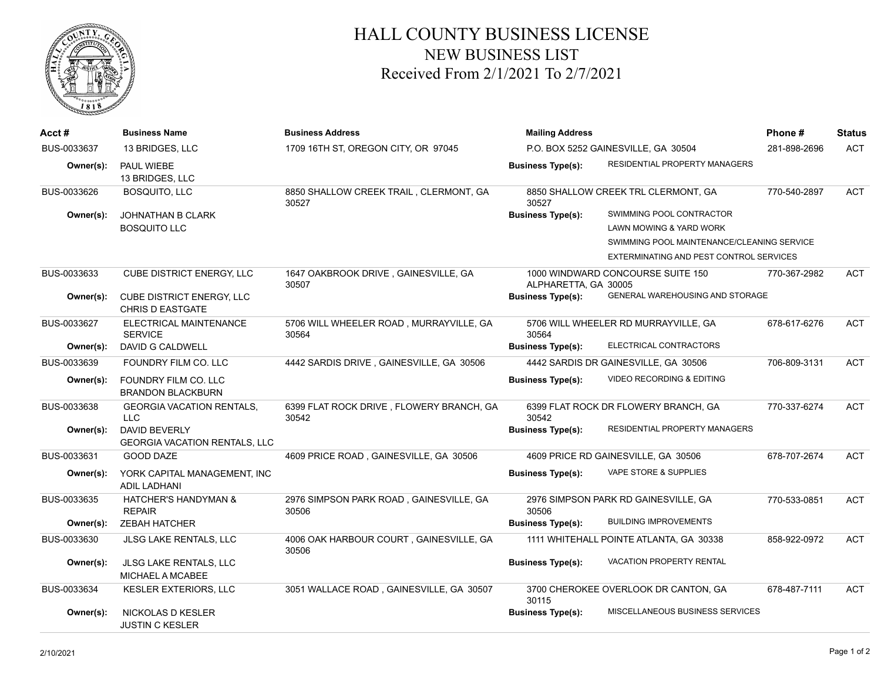# HALL COUNTY BUSINESS LICENSE
## NEW BUSINESS LIST
### Received From 2/1/2021 To 2/7/2021

| Acct # | Business Name | Business Address | Mailing Address | Phone # | Status |
|---|---|---|---|---|---|
| BUS-0033637 | 13 BRIDGES, LLC | 1709 16TH ST, OREGON CITY, OR 97045 | P.O. BOX 5252 GAINESVILLE, GA 30504 | 281-898-2696 | ACT |
| Owner(s): | PAUL WIEBE<br>13 BRIDGES, LLC | | Business Type(s): RESIDENTIAL PROPERTY MANAGERS | | |
| BUS-0033626 | BOSQUITO, LLC | 8850 SHALLOW CREEK TRAIL , CLERMONT, GA 30527 | 8850 SHALLOW CREEK TRL CLERMONT, GA 30527 | 770-540-2897 | ACT |
| Owner(s): | JOHNATHAN B CLARK<br>BOSQUITO LLC | | Business Type(s): SWIMMING POOL CONTRACTOR<br>LAWN MOWING & YARD WORK<br>SWIMMING POOL MAINTENANCE/CLEANING SERVICE<br>EXTERMINATING AND PEST CONTROL SERVICES | | |
| BUS-0033633 | CUBE DISTRICT ENERGY, LLC | 1647 OAKBROOK DRIVE , GAINESVILLE, GA 30507 | 1000 WINDWARD CONCOURSE SUITE 150 ALPHARETTA, GA 30005 | 770-367-2982 | ACT |
| Owner(s): | CUBE DISTRICT ENERGY, LLC<br>CHRIS D EASTGATE | | Business Type(s): GENERAL WAREHOUSING AND STORAGE | | |
| BUS-0033627 | ELECTRICAL MAINTENANCE SERVICE | 5706 WILL WHEELER ROAD , MURRAYVILLE, GA 30564 | 5706 WILL WHEELER RD MURRAYVILLE, GA 30564 | 678-617-6276 | ACT |
| Owner(s): | DAVID G CALDWELL | | Business Type(s): ELECTRICAL CONTRACTORS | | |
| BUS-0033639 | FOUNDRY FILM CO. LLC | 4442 SARDIS DRIVE , GAINESVILLE, GA 30506 | 4442 SARDIS DR GAINESVILLE, GA 30506 | 706-809-3131 | ACT |
| Owner(s): | FOUNDRY FILM CO. LLC<br>BRANDON BLACKBURN | | Business Type(s): VIDEO RECORDING & EDITING | | |
| BUS-0033638 | GEORGIA VACATION RENTALS, LLC | 6399 FLAT ROCK DRIVE , FLOWERY BRANCH, GA 30542 | 6399 FLAT ROCK DR FLOWERY BRANCH, GA 30542 | 770-337-6274 | ACT |
| Owner(s): | DAVID BEVERLY<br>GEORGIA VACATION RENTALS, LLC | | Business Type(s): RESIDENTIAL PROPERTY MANAGERS | | |
| BUS-0033631 | GOOD DAZE | 4609 PRICE ROAD , GAINESVILLE, GA 30506 | 4609 PRICE RD GAINESVILLE, GA 30506 | 678-707-2674 | ACT |
| Owner(s): | YORK CAPITAL MANAGEMENT, INC<br>ADIL LADHANI | | Business Type(s): VAPE STORE & SUPPLIES | | |
| BUS-0033635 | HATCHER'S HANDYMAN & REPAIR | 2976 SIMPSON PARK ROAD , GAINESVILLE, GA 30506 | 2976 SIMPSON PARK RD GAINESVILLE, GA 30506 | 770-533-0851 | ACT |
| Owner(s): | ZEBAH HATCHER | | Business Type(s): BUILDING IMPROVEMENTS | | |
| BUS-0033630 | JLSG LAKE RENTALS, LLC | 4006 OAK HARBOUR COURT , GAINESVILLE, GA 30506 | 1111 WHITEHALL POINTE ATLANTA, GA 30338 | 858-922-0972 | ACT |
| Owner(s): | JLSG LAKE RENTALS, LLC<br>MICHAEL A MCABEE | | Business Type(s): VACATION PROPERTY RENTAL | | |
| BUS-0033634 | KESLER EXTERIORS, LLC | 3051 WALLACE ROAD , GAINESVILLE, GA 30507 | 3700 CHEROKEE OVERLOOK DR CANTON, GA 30115 | 678-487-7111 | ACT |
| Owner(s): | NICKOLAS D KESLER<br>JUSTIN C KESLER | | Business Type(s): MISCELLANEOUS BUSINESS SERVICES | | |

2/10/2021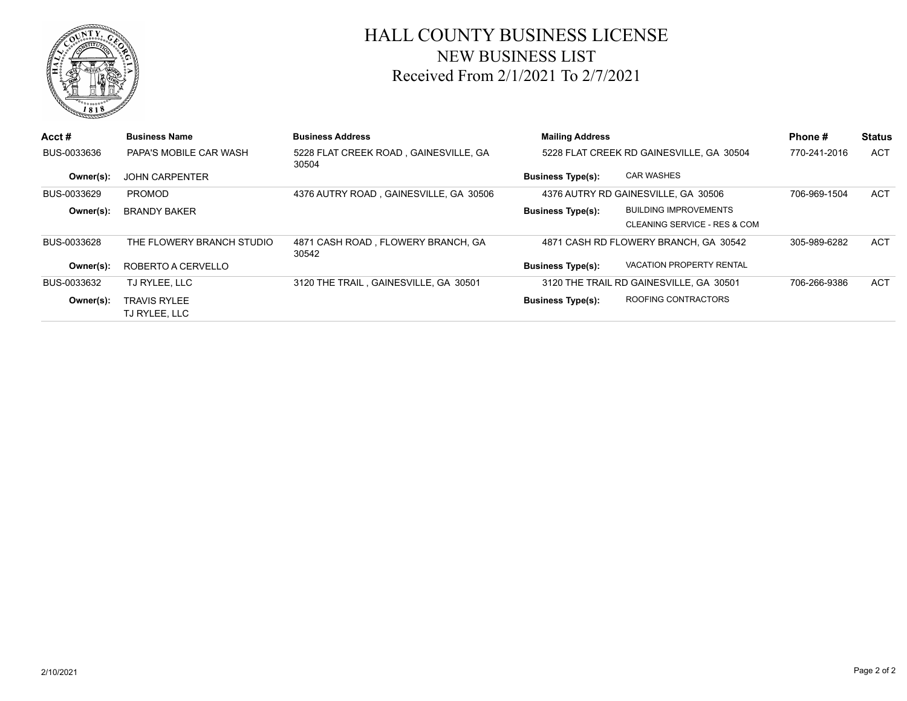# HALL COUNTY BUSINESS LICENSE
## NEW BUSINESS LIST
## Received From 2/1/2021 To 2/7/2021

| Acct # | Business Name | Business Address | Mailing Address | | Phone # | Status |
|---|---|---|---|---|---|---|
| BUS-0033636 | PAPA'S MOBILE CAR WASH | 5228 FLAT CREEK ROAD , GAINESVILLE, GA 30504 | 5228 FLAT CREEK RD GAINESVILLE, GA 30504 | | 770-241-2016 | ACT |
| **Owner(s):** | JOHN CARPENTER | | **Business Type(s):** | CAR WASHES | | |
| BUS-0033629 | PROMOD | 4376 AUTRY ROAD , GAINESVILLE, GA 30506 | 4376 AUTRY RD GAINESVILLE, GA 30506 | | 706-969-1504 | ACT |
| **Owner(s):** | BRANDY BAKER | | **Business Type(s):** | BUILDING IMPROVEMENTS<br>CLEANING SERVICE - RES & COM | | |
| BUS-0033628 | THE FLOWERY BRANCH STUDIO | 4871 CASH ROAD , FLOWERY BRANCH, GA 30542 | 4871 CASH RD FLOWERY BRANCH, GA 30542 | | 305-989-6282 | ACT |
| **Owner(s):** | ROBERTO A CERVELLO | | **Business Type(s):** | VACATION PROPERTY RENTAL | | |
| BUS-0033632 | TJ RYLEE, LLC | 3120 THE TRAIL , GAINESVILLE, GA 30501 | 3120 THE TRAIL RD GAINESVILLE, GA 30501 | | 706-266-9386 | ACT |
| **Owner(s):** | TRAVIS RYLEE<br>TJ RYLEE, LLC | | **Business Type(s):** | ROOFING CONTRACTORS | | |

2/10/2021